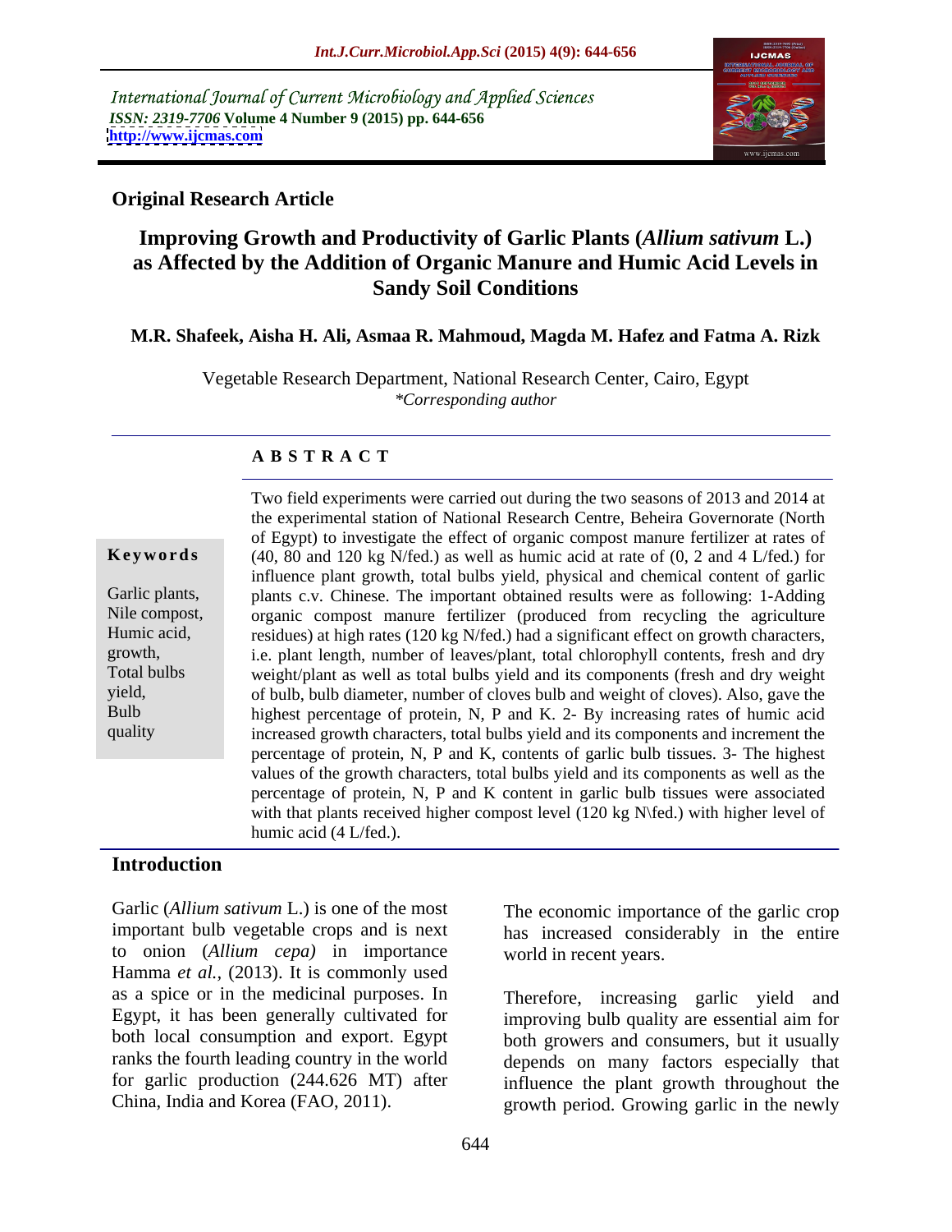International Journal of Current Microbiology and Applied Sciences
*ISSN: 2319-7706* **Volume 4 Number 9 (2015) pp. 644-656**
**http://www.ijcmas.com**

**Original Research Article**

# Improving Growth and Productivity of Garlic Plants (*Allium sativum* L.) as Affected by the Addition of Organic Manure and Humic Acid Levels in Sandy Soil Conditions

**M.R. Shafeek, Aisha H. Ali, Asmaa R. Mahmoud, Magda M. Hafez and Fatma A. Rizk**

Vegetable Research Department, National Research Center, Cairo, Egypt
*\*Corresponding author*

## ABSTRACT

**Keywords**

Garlic plants, Nile compost, Humic acid, growth, Total bulbs yield, Bulb quality

Two field experiments were carried out during the two seasons of 2013 and 2014 at the experimental station of National Research Centre, Beheira Governorate (North of Egypt) to investigate the effect of organic compost manure fertilizer at rates of (40, 80 and 120 kg N/fed.) as well as humic acid at rate of (0, 2 and 4 L/fed.) for influence plant growth, total bulbs yield, physical and chemical content of garlic plants c.v. Chinese. The important obtained results were as following: 1-Adding organic compost manure fertilizer (produced from recycling the agriculture residues) at high rates (120 kg N/fed.) had a significant effect on growth characters, i.e. plant length, number of leaves/plant, total chlorophyll contents, fresh and dry weight/plant as well as total bulbs yield and its components (fresh and dry weight of bulb, bulb diameter, number of cloves bulb and weight of cloves). Also, gave the highest percentage of protein, N, P and K. 2- By increasing rates of humic acid increased growth characters, total bulbs yield and its components and increment the percentage of protein, N, P and K, contents of garlic bulb tissues. 3- The highest values of the growth characters, total bulbs yield and its components as well as the percentage of protein, N, P and K content in garlic bulb tissues were associated with that plants received higher compost level (120 kg N\fed.) with higher level of humic acid (4 L/fed.).

## Introduction

Garlic (*Allium sativum* L.) is one of the most important bulb vegetable crops and is next to onion (*Allium cepa)* in importance Hamma *et al.,* (2013). It is commonly used as a spice or in the medicinal purposes. In Egypt, it has been generally cultivated for both local consumption and export. Egypt ranks the fourth leading country in the world for garlic production (244.626 MT) after China, India and Korea (FAO, 2011).

The economic importance of the garlic crop has increased considerably in the entire world in recent years.

Therefore, increasing garlic yield and improving bulb quality are essential aim for both growers and consumers, but it usually depends on many factors especially that influence the plant growth throughout the growth period. Growing garlic in the newly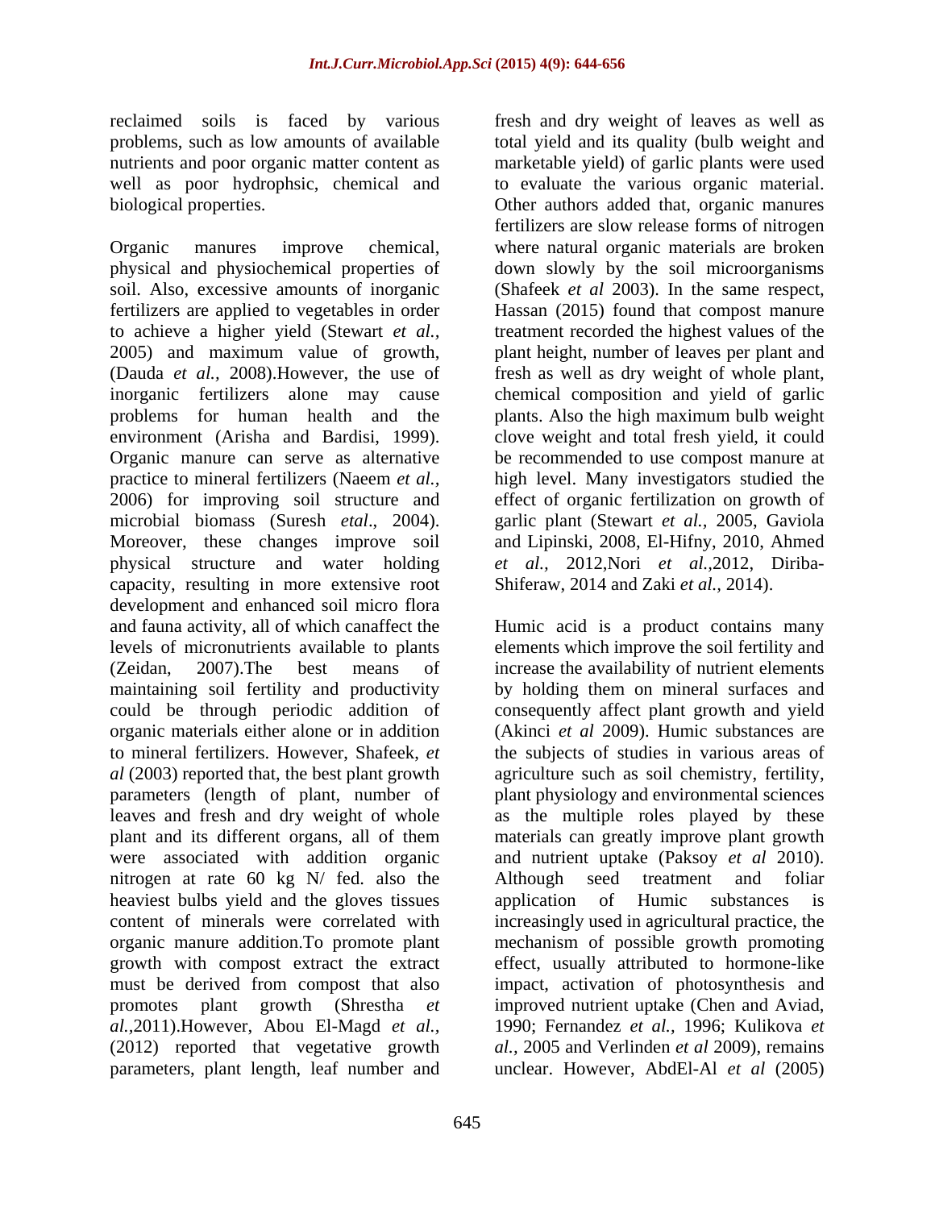reclaimed soils is faced by various problems, such as low amounts of available nutrients and poor organic matter content as well as poor hydrophsic, chemical and biological properties.

Organic manures improve chemical, physical and physiochemical properties of soil. Also, excessive amounts of inorganic fertilizers are applied to vegetables in order to achieve a higher yield (Stewart *et al.,* 2005) and maximum value of growth, (Dauda *et al.,* 2008).However, the use of inorganic fertilizers alone may cause problems for human health and the environment (Arisha and Bardisi, 1999). Organic manure can serve as alternative practice to mineral fertilizers (Naeem *et al.,* 2006) for improving soil structure and microbial biomass (Suresh *etal*., 2004). Moreover, these changes improve soil physical structure and water holding capacity, resulting in more extensive root development and enhanced soil micro flora and fauna activity, all of which canaffect the levels of micronutrients available to plants (Zeidan, 2007).The best means of maintaining soil fertility and productivity could be through periodic addition of organic materials either alone or in addition to mineral fertilizers. However, Shafeek, *et al* (2003) reported that, the best plant growth parameters (length of plant, number of leaves and fresh and dry weight of whole plant and its different organs, all of them were associated with addition organic nitrogen at rate 60 kg N/ fed. also the heaviest bulbs yield and the gloves tissues content of minerals were correlated with organic manure addition.To promote plant growth with compost extract the extract must be derived from compost that also promotes plant growth (Shrestha *et al.,*2011).However, Abou El-Magd *et al.,* (2012) reported that vegetative growth parameters, plant length, leaf number and fresh and dry weight of leaves as well as total yield and its quality (bulb weight and marketable yield) of garlic plants were used to evaluate the various organic material. Other authors added that, organic manures fertilizers are slow release forms of nitrogen where natural organic materials are broken down slowly by the soil microorganisms (Shafeek *et al* 2003). In the same respect, Hassan (2015) found that compost manure treatment recorded the highest values of the plant height, number of leaves per plant and fresh as well as dry weight of whole plant, chemical composition and yield of garlic plants. Also the high maximum bulb weight clove weight and total fresh yield, it could be recommended to use compost manure at high level. Many investigators studied the effect of organic fertilization on growth of garlic plant (Stewart *et al.,* 2005, Gaviola and Lipinski, 2008, El-Hifny, 2010, Ahmed *et al.,* 2012,Nori *et al.,*2012, Diriba-Shiferaw, 2014 and Zaki *et al.,* 2014).

Humic acid is a product contains many elements which improve the soil fertility and increase the availability of nutrient elements by holding them on mineral surfaces and consequently affect plant growth and yield (Akinci *et al* 2009). Humic substances are the subjects of studies in various areas of agriculture such as soil chemistry, fertility, plant physiology and environmental sciences as the multiple roles played by these materials can greatly improve plant growth and nutrient uptake (Paksoy *et al* 2010). Although seed treatment and foliar application of Humic substances is increasingly used in agricultural practice, the mechanism of possible growth promoting effect, usually attributed to hormone-like impact, activation of photosynthesis and improved nutrient uptake (Chen and Aviad, 1990; Fernandez *et al.,* 1996; Kulikova *et al.,* 2005 and Verlinden *et al* 2009), remains unclear. However, AbdEl-Al *et al* (2005)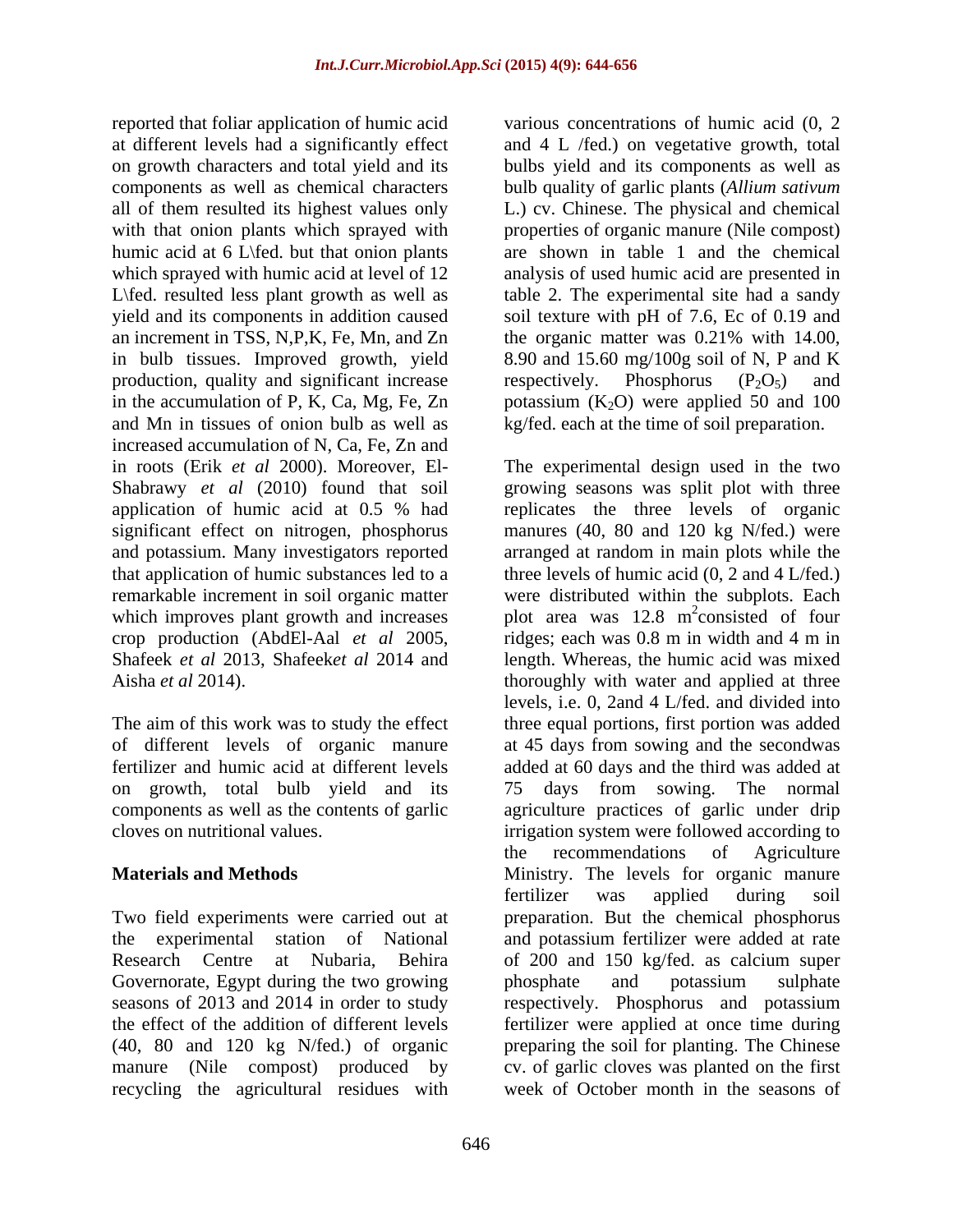reported that foliar application of humic acid at different levels had a significantly effect on growth characters and total yield and its components as well as chemical characters all of them resulted its highest values only with that onion plants which sprayed with humic acid at 6 L\fed. but that onion plants which sprayed with humic acid at level of 12 L\fed. resulted less plant growth as well as yield and its components in addition caused an increment in TSS, N,P,K, Fe, Mn, and Zn in bulb tissues. Improved growth, yield production, quality and significant increase in the accumulation of P, K, Ca, Mg, Fe, Zn and Mn in tissues of onion bulb as well as increased accumulation of N, Ca, Fe, Zn and in roots (Erik *et al* 2000). Moreover, El-Shabrawy *et al* (2010) found that soil application of humic acid at 0.5 % had significant effect on nitrogen, phosphorus and potassium. Many investigators reported that application of humic substances led to a remarkable increment in soil organic matter which improves plant growth and increases crop production (AbdEl-Aal *et al* 2005, Shafeek *et al* 2013, Shafeek*et al* 2014 and Aisha *et al* 2014).

The aim of this work was to study the effect of different levels of organic manure fertilizer and humic acid at different levels on growth, total bulb yield and its components as well as the contents of garlic cloves on nutritional values.

## Materials and Methods

Two field experiments were carried out at the experimental station of National Research Centre at Nubaria, Behira Governorate, Egypt during the two growing seasons of 2013 and 2014 in order to study the effect of the addition of different levels (40, 80 and 120 kg N/fed.) of organic manure (Nile compost) produced by recycling the agricultural residues with various concentrations of humic acid (0, 2 and 4 L /fed.) on vegetative growth, total bulbs yield and its components as well as bulb quality of garlic plants (*Allium sativum* L.) cv. Chinese. The physical and chemical properties of organic manure (Nile compost) are shown in table 1 and the chemical analysis of used humic acid are presented in table 2. The experimental site had a sandy soil texture with pH of 7.6, Ec of 0.19 and the organic matter was 0.21% with 14.00, 8.90 and 15.60 mg/100g soil of N, P and K respectively. Phosphorus ($P_2O_5$) and potassium ($K_2O$) were applied 50 and 100 kg/fed. each at the time of soil preparation.

The experimental design used in the two growing seasons was split plot with three replicates the three levels of organic manures (40, 80 and 120 kg N/fed.) were arranged at random in main plots while the three levels of humic acid (0, 2 and 4 L/fed.) were distributed within the subplots. Each plot area was 12.8 $m^2$consisted of four ridges; each was 0.8 m in width and 4 m in length. Whereas, the humic acid was mixed thoroughly with water and applied at three levels, i.e. 0, 2and 4 L/fed. and divided into three equal portions, first portion was added at 45 days from sowing and the secondwas added at 60 days and the third was added at 75 days from sowing. The normal agriculture practices of garlic under drip irrigation system were followed according to the recommendations of Agriculture Ministry. The levels for organic manure fertilizer was applied during soil preparation. But the chemical phosphorus and potassium fertilizer were added at rate of 200 and 150 kg/fed. as calcium super phosphate and potassium sulphate respectively. Phosphorus and potassium fertilizer were applied at once time during preparing the soil for planting. The Chinese cv. of garlic cloves was planted on the first week of October month in the seasons of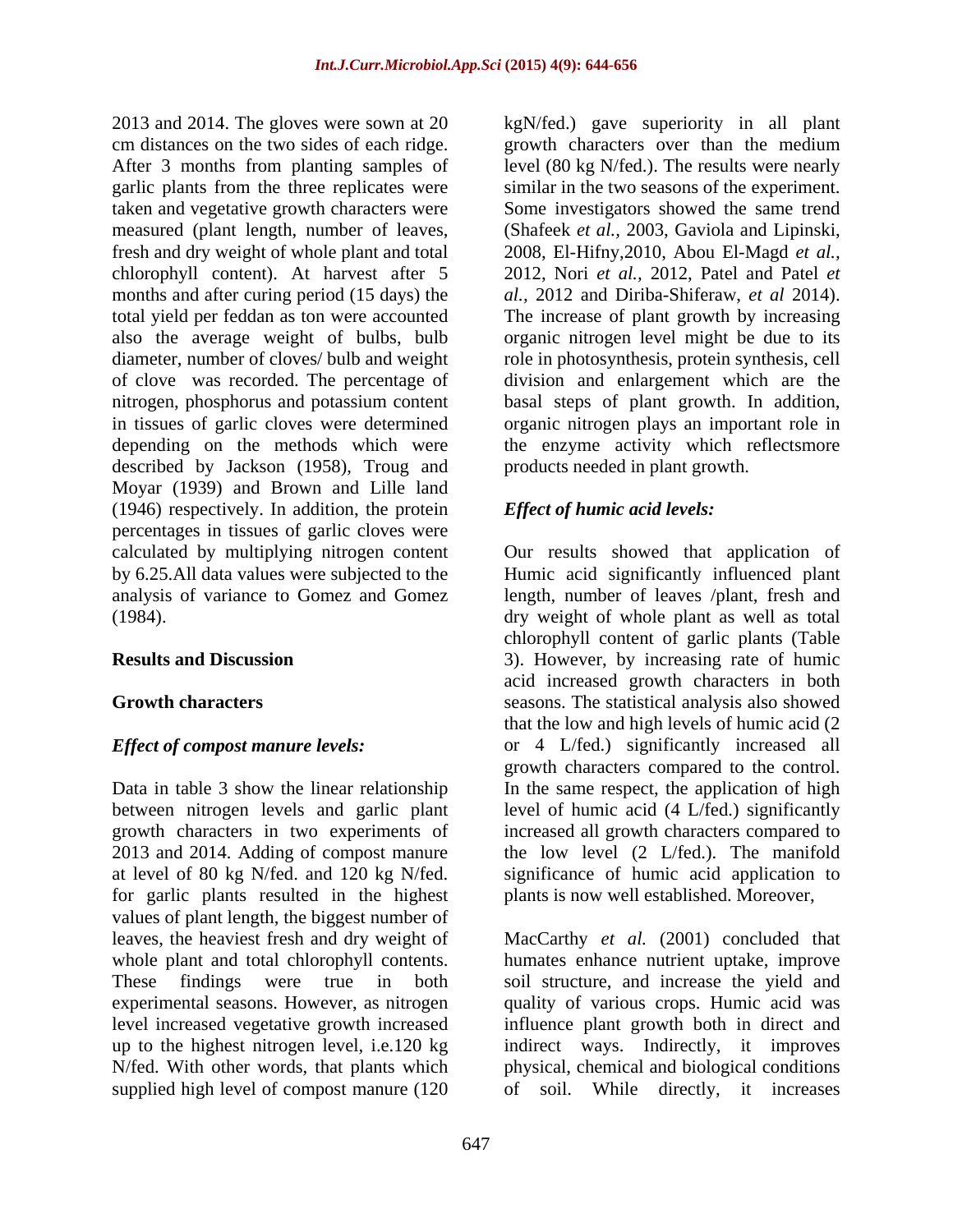2013 and 2014. The gloves were sown at 20 cm distances on the two sides of each ridge. After 3 months from planting samples of garlic plants from the three replicates were taken and vegetative growth characters were measured (plant length, number of leaves, fresh and dry weight of whole plant and total chlorophyll content). At harvest after 5 months and after curing period (15 days) the total yield per feddan as ton were accounted also the average weight of bulbs, bulb diameter, number of cloves/ bulb and weight of clove was recorded. The percentage of nitrogen, phosphorus and potassium content in tissues of garlic cloves were determined depending on the methods which were described by Jackson (1958), Troug and Moyar (1939) and Brown and Lille land (1946) respectively. In addition, the protein percentages in tissues of garlic cloves were calculated by multiplying nitrogen content by 6.25.All data values were subjected to the analysis of variance to Gomez and Gomez (1984).

## Results and Discussion

### Growth characters

#### *Effect of compost manure levels:*

Data in table 3 show the linear relationship between nitrogen levels and garlic plant growth characters in two experiments of 2013 and 2014. Adding of compost manure at level of 80 kg N/fed. and 120 kg N/fed. for garlic plants resulted in the highest values of plant length, the biggest number of leaves, the heaviest fresh and dry weight of whole plant and total chlorophyll contents. These findings were true in both experimental seasons. However, as nitrogen level increased vegetative growth increased up to the highest nitrogen level, i.e.120 kg N/fed. With other words, that plants which supplied high level of compost manure (120 kgN/fed.) gave superiority in all plant growth characters over than the medium level (80 kg N/fed.). The results were nearly similar in the two seasons of the experiment. Some investigators showed the same trend (Shafeek *et al.,* 2003, Gaviola and Lipinski, 2008, El-Hifny,2010, Abou El-Magd *et al.,* 2012, Nori *et al.,* 2012, Patel and Patel *et al.,* 2012 and Diriba-Shiferaw, *et al* 2014). The increase of plant growth by increasing organic nitrogen level might be due to its role in photosynthesis, protein synthesis, cell division and enlargement which are the basal steps of plant growth. In addition, organic nitrogen plays an important role in the enzyme activity which reflectsmore products needed in plant growth.

#### *Effect of humic acid levels:*

Our results showed that application of Humic acid significantly influenced plant length, number of leaves /plant, fresh and dry weight of whole plant as well as total chlorophyll content of garlic plants (Table 3). However, by increasing rate of humic acid increased growth characters in both seasons. The statistical analysis also showed that the low and high levels of humic acid (2 or 4 L/fed.) significantly increased all growth characters compared to the control. In the same respect, the application of high level of humic acid (4 L/fed.) significantly increased all growth characters compared to the low level (2 L/fed.). The manifold significance of humic acid application to plants is now well established. Moreover,

MacCarthy *et al.* (2001) concluded that humates enhance nutrient uptake, improve soil structure, and increase the yield and quality of various crops. Humic acid was influence plant growth both in direct and indirect ways. Indirectly, it improves physical, chemical and biological conditions of soil. While directly, it increases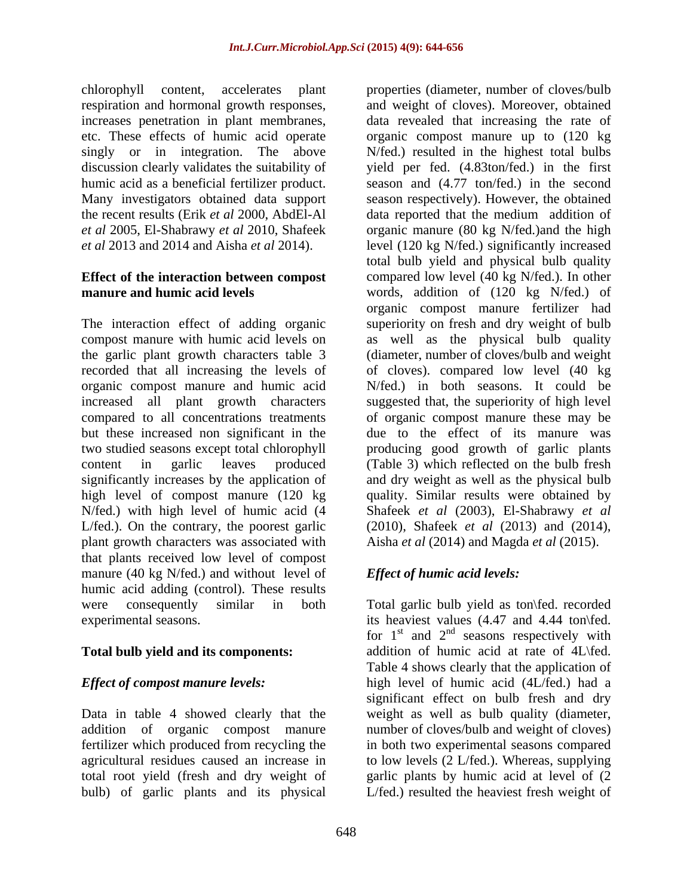chlorophyll content, accelerates plant respiration and hormonal growth responses, increases penetration in plant membranes, etc. These effects of humic acid operate singly or in integration. The above discussion clearly validates the suitability of humic acid as a beneficial fertilizer product. Many investigators obtained data support the recent results (Erik *et al* 2000, AbdEl-Al *et al* 2005, El-Shabrawy *et al* 2010, Shafeek *et al* 2013 and 2014 and Aisha *et al* 2014).

**Effect of the interaction between compost manure and humic acid levels**

The interaction effect of adding organic compost manure with humic acid levels on the garlic plant growth characters table 3 recorded that all increasing the levels of organic compost manure and humic acid increased all plant growth characters compared to all concentrations treatments but these increased non significant in the two studied seasons except total chlorophyll content in garlic leaves produced significantly increases by the application of high level of compost manure (120 kg N/fed.) with high level of humic acid (4 L/fed.). On the contrary, the poorest garlic plant growth characters was associated with that plants received low level of compost manure (40 kg N/fed.) and without level of humic acid adding (control). These results were consequently similar in both experimental seasons.

**Total bulb yield and its components:**

***Effect of compost manure levels:***

Data in table 4 showed clearly that the addition of organic compost manure fertilizer which produced from recycling the agricultural residues caused an increase in total root yield (fresh and dry weight of bulb) of garlic plants and its physical properties (diameter, number of cloves/bulb and weight of cloves). Moreover, obtained data revealed that increasing the rate of organic compost manure up to (120 kg N/fed.) resulted in the highest total bulbs yield per fed. (4.83ton/fed.) in the first season and (4.77 ton/fed.) in the second season respectively). However, the obtained data reported that the medium addition of organic manure (80 kg N/fed.)and the high level (120 kg N/fed.) significantly increased total bulb yield and physical bulb quality compared low level (40 kg N/fed.). In other words, addition of (120 kg N/fed.) of organic compost manure fertilizer had superiority on fresh and dry weight of bulb as well as the physical bulb quality (diameter, number of cloves/bulb and weight of cloves). compared low level (40 kg N/fed.) in both seasons. It could be suggested that, the superiority of high level of organic compost manure these may be due to the effect of its manure was producing good growth of garlic plants (Table 3) which reflected on the bulb fresh and dry weight as well as the physical bulb quality. Similar results were obtained by Shafeek *et al* (2003), El-Shabrawy *et al* (2010), Shafeek *et al* (2013) and (2014), Aisha *et al* (2014) and Magda *et al* (2015).

***Effect of humic acid levels:***

Total garlic bulb yield as ton\fed. recorded its heaviest values (4.47 and 4.44 ton\fed. for 1st and 2nd seasons respectively with addition of humic acid at rate of 4L\fed. Table 4 shows clearly that the application of high level of humic acid (4L/fed.) had a significant effect on bulb fresh and dry weight as well as bulb quality (diameter, number of cloves/bulb and weight of cloves) in both two experimental seasons compared to low levels (2 L/fed.). Whereas, supplying garlic plants by humic acid at level of (2 L/fed.) resulted the heaviest fresh weight of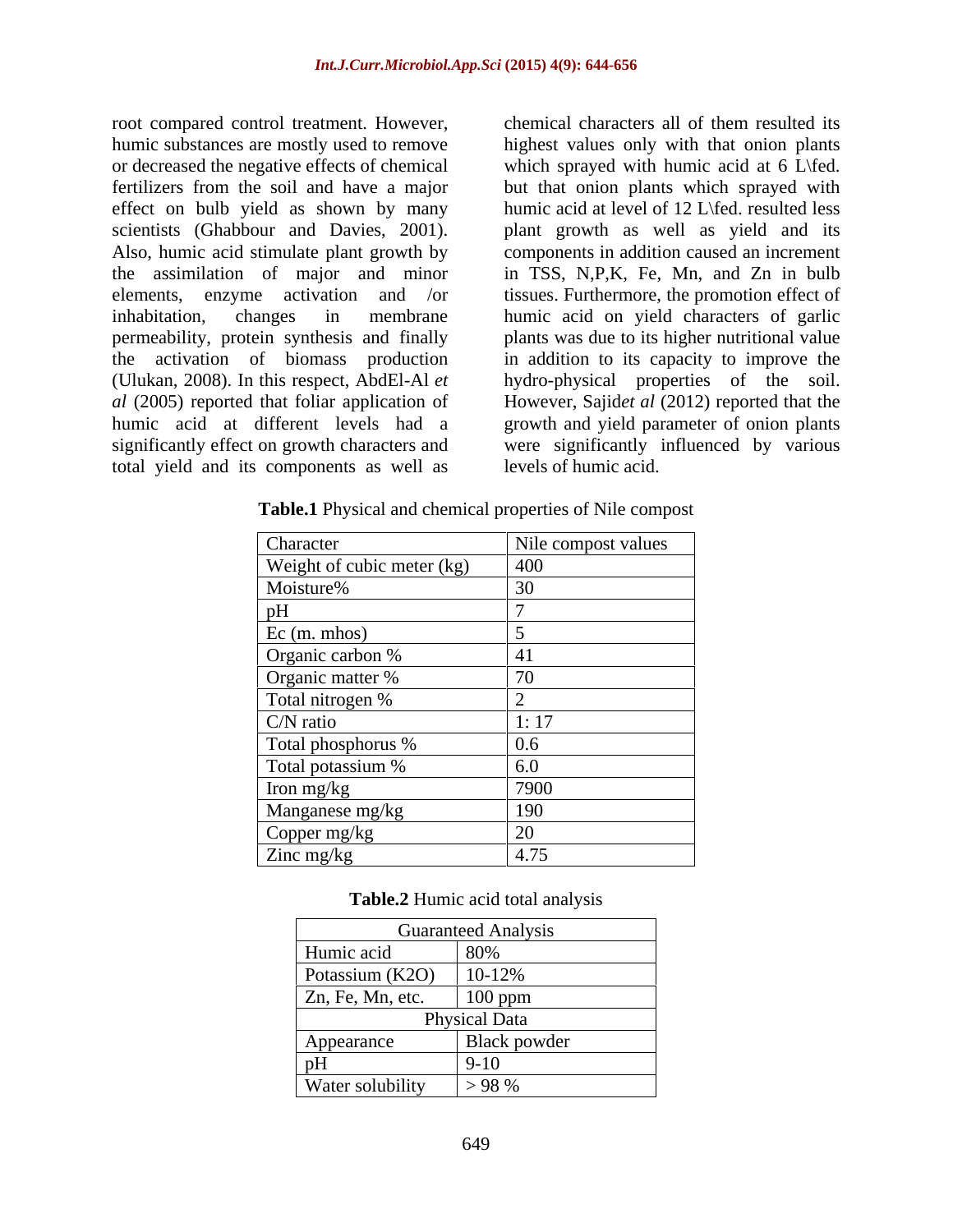root compared control treatment. However, humic substances are mostly used to remove or decreased the negative effects of chemical fertilizers from the soil and have a major effect on bulb yield as shown by many scientists (Ghabbour and Davies, 2001). Also, humic acid stimulate plant growth by the assimilation of major and minor elements, enzyme activation and /or inhabitation, changes in membrane permeability, protein synthesis and finally the activation of biomass production (Ulukan, 2008). In this respect, AbdEl-Al *et al* (2005) reported that foliar application of humic acid at different levels had a significantly effect on growth characters and total yield and its components as well as chemical characters all of them resulted its highest values only with that onion plants which sprayed with humic acid at 6 L\fed. but that onion plants which sprayed with humic acid at level of 12 L\fed. resulted less plant growth as well as yield and its components in addition caused an increment in TSS, N,P,K, Fe, Mn, and Zn in bulb tissues. Furthermore, the promotion effect of humic acid on yield characters of garlic plants was due to its higher nutritional value in addition to its capacity to improve the hydro-physical properties of the soil. However, Sajid*et al* (2012) reported that the growth and yield parameter of onion plants were significantly influenced by various levels of humic acid.

**Table.1** Physical and chemical properties of Nile compost

| Character | Nile compost values |
|---|---|
| Weight of cubic meter (kg) | 400 |
| Moisture% | 30 |
| pH | 7 |
| Ec (m. mhos) | 5 |
| Organic carbon % | 41 |
| Organic matter % | 70 |
| Total nitrogen % | 2 |
| C/N ratio | 1: 17 |
| Total phosphorus % | 0.6 |
| Total potassium % | 6.0 |
| Iron mg/kg | 7900 |
| Manganese mg/kg | 190 |
| Copper mg/kg | 20 |
| Zinc mg/kg | 4.75 |

**Table.2** Humic acid total analysis

| Guaranteed Analysis | |
|---|---|
| Humic acid | 80% |
| Potassium ($K_2O$) | 10-12% |
| Zn, Fe, Mn, etc. | 100 ppm |
| Physical Data | |
| Appearance | Black powder |
| pH | 9-10 |
| Water solubility | > 98 % |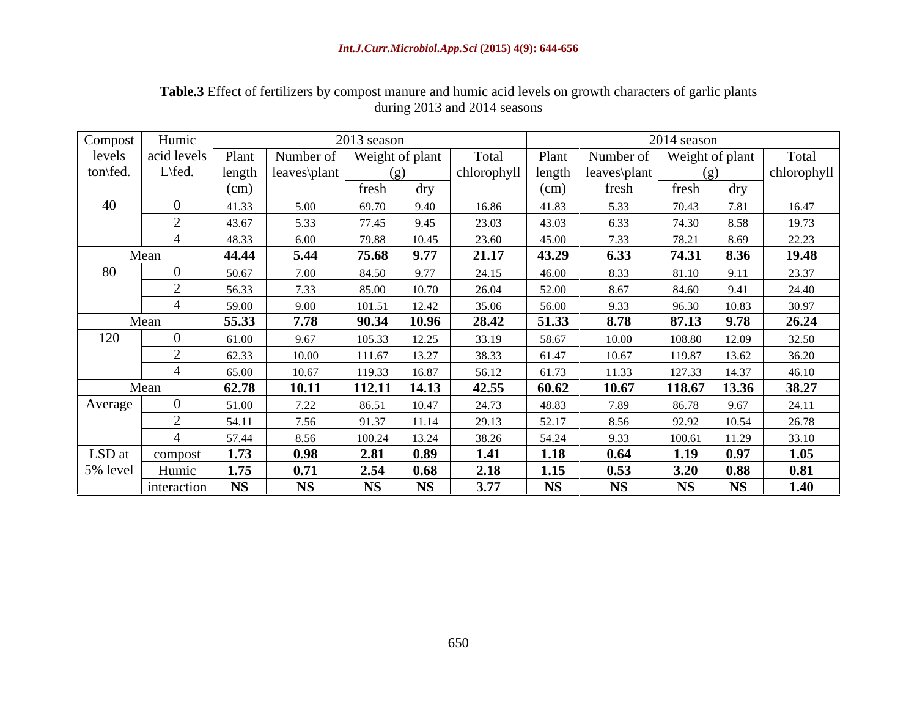**Table.3** Effect of fertilizers by compost manure and humic acid levels on growth characters of garlic plants during 2013 and 2014 seasons

| Compost levels ton\fed. | Humic acid levels L\fed. | 2013 season | | | | | 2014 season | | | | |
|---|---|---|---|---|---|---|---|---|---|---|---|
| | | Plant length (cm) | Number of leaves\plant | Weight of plant (g) | | Total chlorophyll | Plant length (cm) | Number of leaves\plant | Weight of plant (g) | | Total chlorophyll |
| | | | | fresh | dry | | | fresh | fresh | dry | |
| 40 | 0 | 41.33 | 5.00 | 69.70 | 9.40 | 16.86 | 41.83 | 5.33 | 70.43 | 7.81 | 16.47 |
| | 2 | 43.67 | 5.33 | 77.45 | 9.45 | 23.03 | 43.03 | 6.33 | 74.30 | 8.58 | 19.73 |
| | 4 | 48.33 | 6.00 | 79.88 | 10.45 | 23.60 | 45.00 | 7.33 | 78.21 | 8.69 | 22.23 |
| Mean | | **44.44** | **5.44** | **75.68** | **9.77** | **21.17** | **43.29** | **6.33** | **74.31** | **8.36** | **19.48** |
| 80 | 0 | 50.67 | 7.00 | 84.50 | 9.77 | 24.15 | 46.00 | 8.33 | 81.10 | 9.11 | 23.37 |
| | 2 | 56.33 | 7.33 | 85.00 | 10.70 | 26.04 | 52.00 | 8.67 | 84.60 | 9.41 | 24.40 |
| | 4 | 59.00 | 9.00 | 101.51 | 12.42 | 35.06 | 56.00 | 9.33 | 96.30 | 10.83 | 30.97 |
| Mean | | **55.33** | **7.78** | **90.34** | **10.96** | **28.42** | **51.33** | **8.78** | **87.13** | **9.78** | **26.24** |
| 120 | 0 | 61.00 | 9.67 | 105.33 | 12.25 | 33.19 | 58.67 | 10.00 | 108.80 | 12.09 | 32.50 |
| | 2 | 62.33 | 10.00 | 111.67 | 13.27 | 38.33 | 61.47 | 10.67 | 119.87 | 13.62 | 36.20 |
| | 4 | 65.00 | 10.67 | 119.33 | 16.87 | 56.12 | 61.73 | 11.33 | 127.33 | 14.37 | 46.10 |
| Mean | | **62.78** | **10.11** | **112.11** | **14.13** | **42.55** | **60.62** | **10.67** | **118.67** | **13.36** | **38.27** |
| Average | 0 | 51.00 | 7.22 | 86.51 | 10.47 | 24.73 | 48.83 | 7.89 | 86.78 | 9.67 | 24.11 |
| | 2 | 54.11 | 7.56 | 91.37 | 11.14 | 29.13 | 52.17 | 8.56 | 92.92 | 10.54 | 26.78 |
| | 4 | 57.44 | 8.56 | 100.24 | 13.24 | 38.26 | 54.24 | 9.33 | 100.61 | 11.29 | 33.10 |
| LSD at 5% level | compost | **1.73** | **0.98** | **2.81** | **0.89** | **1.41** | **1.18** | **0.64** | **1.19** | **0.97** | **1.05** |
| | Humic | **1.75** | **0.71** | **2.54** | **0.68** | **2.18** | **1.15** | **0.53** | **3.20** | **0.88** | **0.81** |
| | interaction | **NS** | **NS** | **NS** | **NS** | **3.77** | **NS** | **NS** | **NS** | **NS** | **1.40** |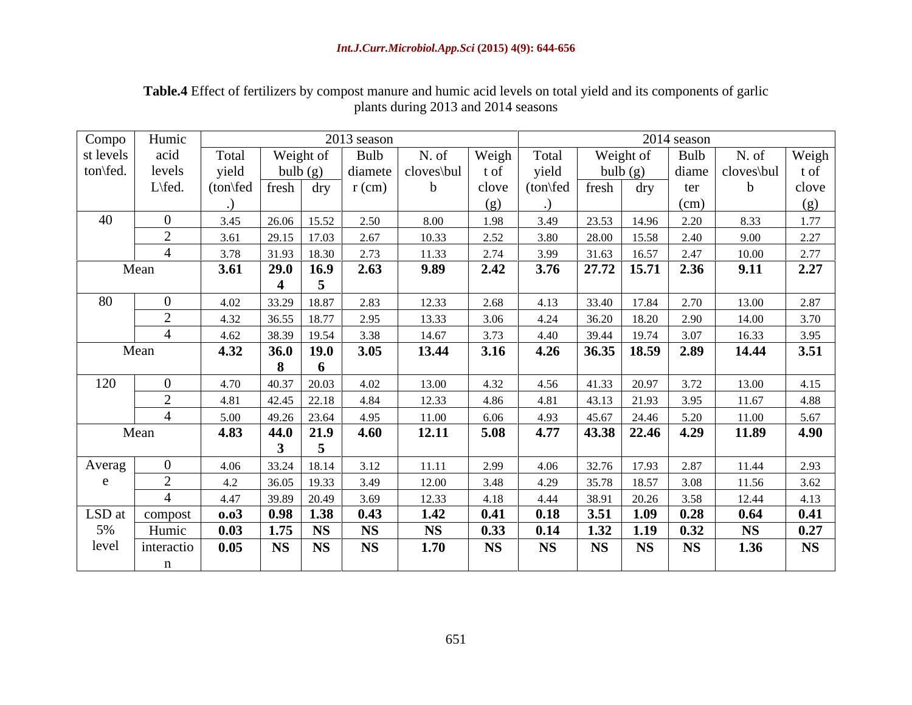**Table.4** Effect of fertilizers by compost manure and humic acid levels on total yield and its components of garlic plants during 2013 and 2014 seasons

| Compost levels ton\fed. | Humic acid levels L\fed. | 2013 season | | | | | | 2014 season | | | | | |
|---|---|---|---|---|---|---|---|---|---|---|---|---|---|
| | | Total yield (ton\fed.) | Weight of bulb (g) | | Bulb diameter (cm) | N. of cloves\bulb | Weight of clove (g) | Total yield (ton\fed.) | Weight of bulb (g) | | Bulb diameter (cm) | N. of cloves\bulb | Weight of clove (g) |
| | | | fresh | dry | | | | | fresh | dry | | | |
| 40 | 0 | 3.45 | 26.06 | 15.52 | 2.50 | 8.00 | 1.98 | 3.49 | 23.53 | 14.96 | 2.20 | 8.33 | 1.77 |
| | 2 | 3.61 | 29.15 | 17.03 | 2.67 | 10.33 | 2.52 | 3.80 | 28.00 | 15.58 | 2.40 | 9.00 | 2.27 |
| | 4 | 3.78 | 31.93 | 18.30 | 2.73 | 11.33 | 2.74 | 3.99 | 31.63 | 16.57 | 2.47 | 10.00 | 2.77 |
| Mean | | **3.61** | **29.04** | **16.95** | **2.63** | **9.89** | **2.42** | **3.76** | **27.72** | **15.71** | **2.36** | **9.11** | **2.27** |
| 80 | 0 | 4.02 | 33.29 | 18.87 | 2.83 | 12.33 | 2.68 | 4.13 | 33.40 | 17.84 | 2.70 | 13.00 | 2.87 |
| | 2 | 4.32 | 36.55 | 18.77 | 2.95 | 13.33 | 3.06 | 4.24 | 36.20 | 18.20 | 2.90 | 14.00 | 3.70 |
| | 4 | 4.62 | 38.39 | 19.54 | 3.38 | 14.67 | 3.73 | 4.40 | 39.44 | 19.74 | 3.07 | 16.33 | 3.95 |
| Mean | | **4.32** | **36.08** | **19.06** | **3.05** | **13.44** | **3.16** | **4.26** | **36.35** | **18.59** | **2.89** | **14.44** | **3.51** |
| 120 | 0 | 4.70 | 40.37 | 20.03 | 4.02 | 13.00 | 4.32 | 4.56 | 41.33 | 20.97 | 3.72 | 13.00 | 4.15 |
| | 2 | 4.81 | 42.45 | 22.18 | 4.84 | 12.33 | 4.86 | 4.81 | 43.13 | 21.93 | 3.95 | 11.67 | 4.88 |
| | 4 | 5.00 | 49.26 | 23.64 | 4.95 | 11.00 | 6.06 | 4.93 | 45.67 | 24.46 | 5.20 | 11.00 | 5.67 |
| Mean | | **4.83** | **44.03** | **21.95** | **4.60** | **12.11** | **5.08** | **4.77** | **43.38** | **22.46** | **4.29** | **11.89** | **4.90** |
| Average | 0 | 4.06 | 33.24 | 18.14 | 3.12 | 11.11 | 2.99 | 4.06 | 32.76 | 17.93 | 2.87 | 11.44 | 2.93 |
| | 2 | 4.2 | 36.05 | 19.33 | 3.49 | 12.00 | 3.48 | 4.29 | 35.78 | 18.57 | 3.08 | 11.56 | 3.62 |
| | 4 | 4.47 | 39.89 | 20.49 | 3.69 | 12.33 | 4.18 | 4.44 | 38.91 | 20.26 | 3.58 | 12.44 | 4.13 |
| LSD at 5% level | compost | **o.o3** | **0.98** | **1.38** | **0.43** | **1.42** | **0.41** | **0.18** | **3.51** | **1.09** | **0.28** | **0.64** | **0.41** |
| | Humic | **0.03** | **1.75** | **NS** | **NS** | **NS** | **0.33** | **0.14** | **1.32** | **1.19** | **0.32** | **NS** | **0.27** |
| | interaction | **0.05** | **NS** | **NS** | **NS** | **1.70** | **NS** | **NS** | **NS** | **NS** | **NS** | **1.36** | **NS** |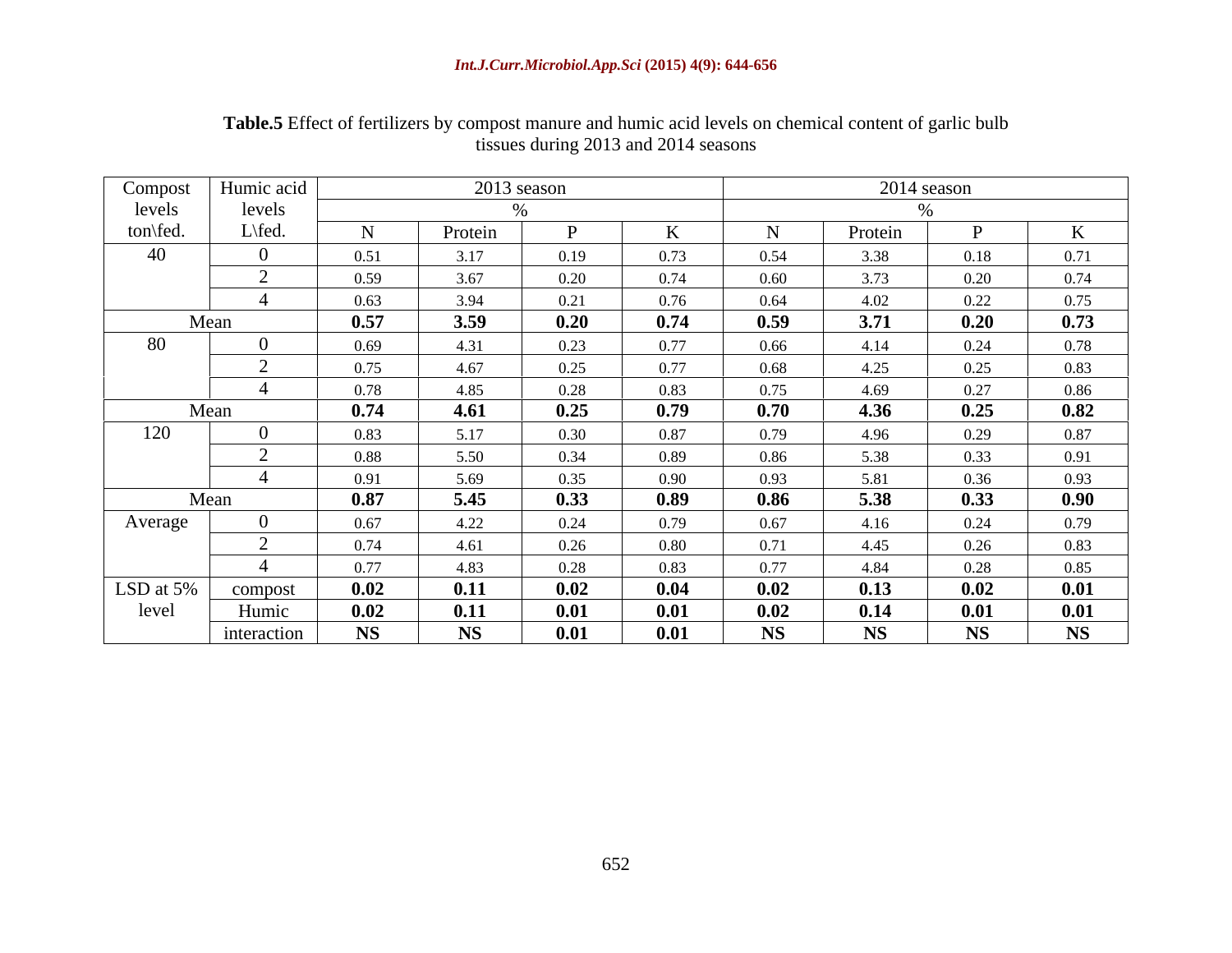**Table.5** Effect of fertilizers by compost manure and humic acid levels on chemical content of garlic bulb tissues during 2013 and 2014 seasons

| Compost levels ton\fed. | Humic acid levels L\fed. | 2013 season % | | | | 2014 season % | | | |
|---|---|---|---|---|---|---|---|---|---|
| | | N | Protein | P | K | N | Protein | P | K |
| 40 | 0 | 0.51 | 3.17 | 0.19 | 0.73 | 0.54 | 3.38 | 0.18 | 0.71 |
| | 2 | 0.59 | 3.67 | 0.20 | 0.74 | 0.60 | 3.73 | 0.20 | 0.74 |
| | 4 | 0.63 | 3.94 | 0.21 | 0.76 | 0.64 | 4.02 | 0.22 | 0.75 |
| Mean | | **0.57** | **3.59** | **0.20** | **0.74** | **0.59** | **3.71** | **0.20** | **0.73** |
| 80 | 0 | 0.69 | 4.31 | 0.23 | 0.77 | 0.66 | 4.14 | 0.24 | 0.78 |
| | 2 | 0.75 | 4.67 | 0.25 | 0.77 | 0.68 | 4.25 | 0.25 | 0.83 |
| | 4 | 0.78 | 4.85 | 0.28 | 0.83 | 0.75 | 4.69 | 0.27 | 0.86 |
| Mean | | **0.74** | **4.61** | **0.25** | **0.79** | **0.70** | **4.36** | **0.25** | **0.82** |
| 120 | 0 | 0.83 | 5.17 | 0.30 | 0.87 | 0.79 | 4.96 | 0.29 | 0.87 |
| | 2 | 0.88 | 5.50 | 0.34 | 0.89 | 0.86 | 5.38 | 0.33 | 0.91 |
| | 4 | 0.91 | 5.69 | 0.35 | 0.90 | 0.93 | 5.81 | 0.36 | 0.93 |
| Mean | | **0.87** | **5.45** | **0.33** | **0.89** | **0.86** | **5.38** | **0.33** | **0.90** |
| Average | 0 | 0.67 | 4.22 | 0.24 | 0.79 | 0.67 | 4.16 | 0.24 | 0.79 |
| | 2 | 0.74 | 4.61 | 0.26 | 0.80 | 0.71 | 4.45 | 0.26 | 0.83 |
| | 4 | 0.77 | 4.83 | 0.28 | 0.83 | 0.77 | 4.84 | 0.28 | 0.85 |
| LSD at 5% level | compost | **0.02** | **0.11** | **0.02** | **0.04** | **0.02** | **0.13** | **0.02** | **0.01** |
| | Humic | **0.02** | **0.11** | **0.01** | **0.01** | **0.02** | **0.14** | **0.01** | **0.01** |
| | interaction | **NS** | **NS** | **0.01** | **0.01** | **NS** | **NS** | **NS** | **NS** |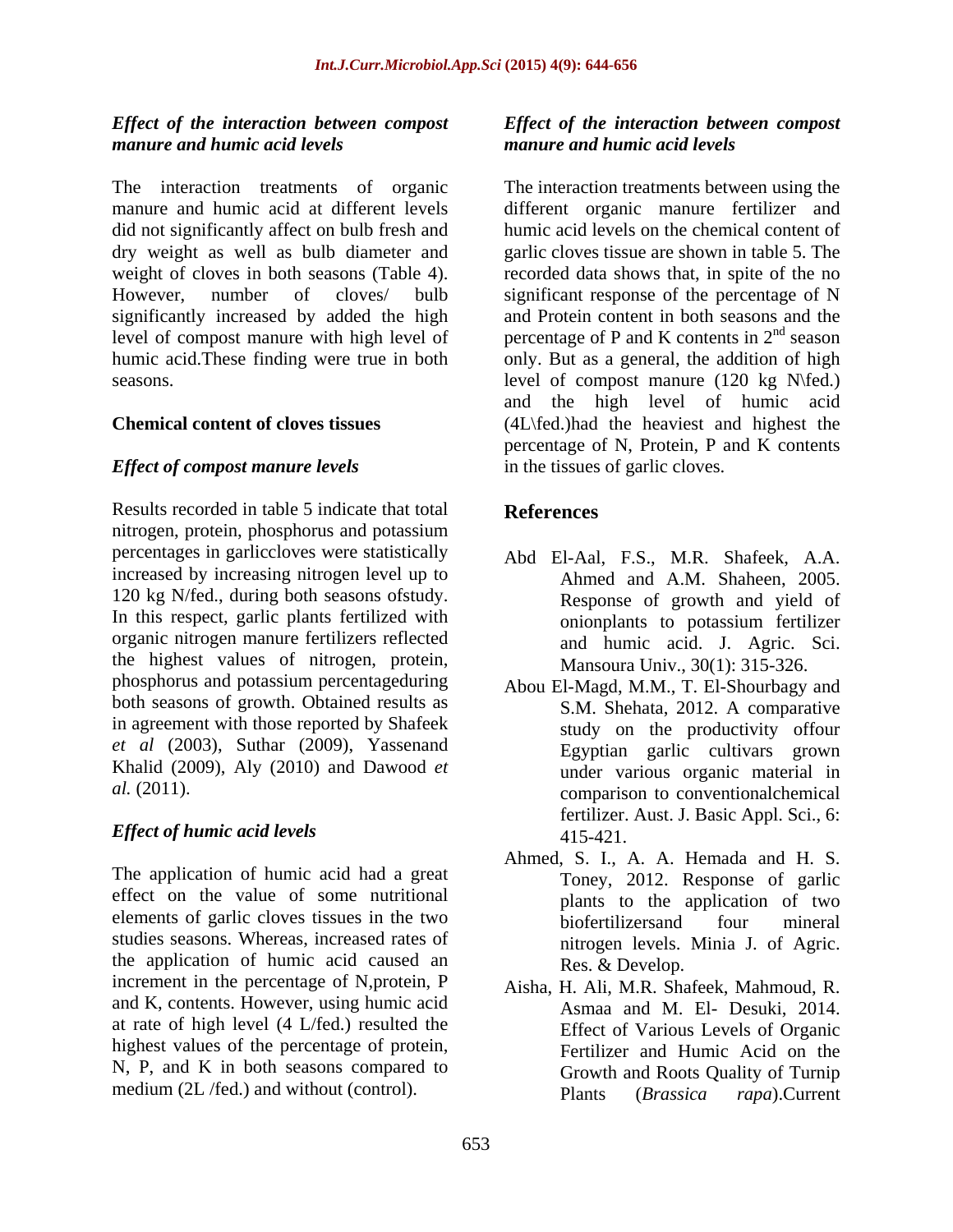### *Effect of the interaction between compost manure and humic acid levels*

The interaction treatments of organic manure and humic acid at different levels did not significantly affect on bulb fresh and dry weight as well as bulb diameter and weight of cloves in both seasons (Table 4). However, number of cloves/ bulb significantly increased by added the high level of compost manure with high level of humic acid.These finding were true in both seasons.

### Chemical content of cloves tissues

### *Effect of compost manure levels*

Results recorded in table 5 indicate that total nitrogen, protein, phosphorus and potassium percentages in garliccloves were statistically increased by increasing nitrogen level up to 120 kg N/fed., during both seasons ofstudy. In this respect, garlic plants fertilized with organic nitrogen manure fertilizers reflected the highest values of nitrogen, protein, phosphorus and potassium percentageduring both seasons of growth. Obtained results as in agreement with those reported by Shafeek *et al* (2003), Suthar (2009), Yassenand Khalid (2009), Aly (2010) and Dawood *et al.* (2011).

### *Effect of humic acid levels*

The application of humic acid had a great effect on the value of some nutritional elements of garlic cloves tissues in the two studies seasons. Whereas, increased rates of the application of humic acid caused an increment in the percentage of N,protein, P and K, contents. However, using humic acid at rate of high level (4 L/fed.) resulted the highest values of the percentage of protein, N, P, and K in both seasons compared to medium (2L /fed.) and without (control).

### *Effect of the interaction between compost manure and humic acid levels*

The interaction treatments between using the different organic manure fertilizer and humic acid levels on the chemical content of garlic cloves tissue are shown in table 5. The recorded data shows that, in spite of the no significant response of the percentage of N and Protein content in both seasons and the percentage of P and K contents in 2[nd] season only. But as a general, the addition of high level of compost manure (120 kg N\fed.) and the high level of humic acid (4L\fed.)had the heaviest and highest the percentage of N, Protein, P and K contents in the tissues of garlic cloves.

## References

Abd El-Aal, F.S., M.R. Shafeek, A.A. Ahmed and A.M. Shaheen, 2005. Response of growth and yield of onionplants to potassium fertilizer and humic acid. J. Agric. Sci. Mansoura Univ., 30(1): 315-326.

Abou El-Magd, M.M., T. El-Shourbagy and S.M. Shehata, 2012. A comparative study on the productivity offour Egyptian garlic cultivars grown under various organic material in comparison to conventionalchemical fertilizer. Aust. J. Basic Appl. Sci., 6: 415-421.

Ahmed, S. I., A. A. Hemada and H. S. Toney, 2012. Response of garlic plants to the application of two biofertilizersand four mineral nitrogen levels. Minia J. of Agric. Res. & Develop.

Aisha, H. Ali, M.R. Shafeek, Mahmoud, R. Asmaa and M. El- Desuki, 2014. Effect of Various Levels of Organic Fertilizer and Humic Acid on the Growth and Roots Quality of Turnip Plants (*Brassica rapa*).Current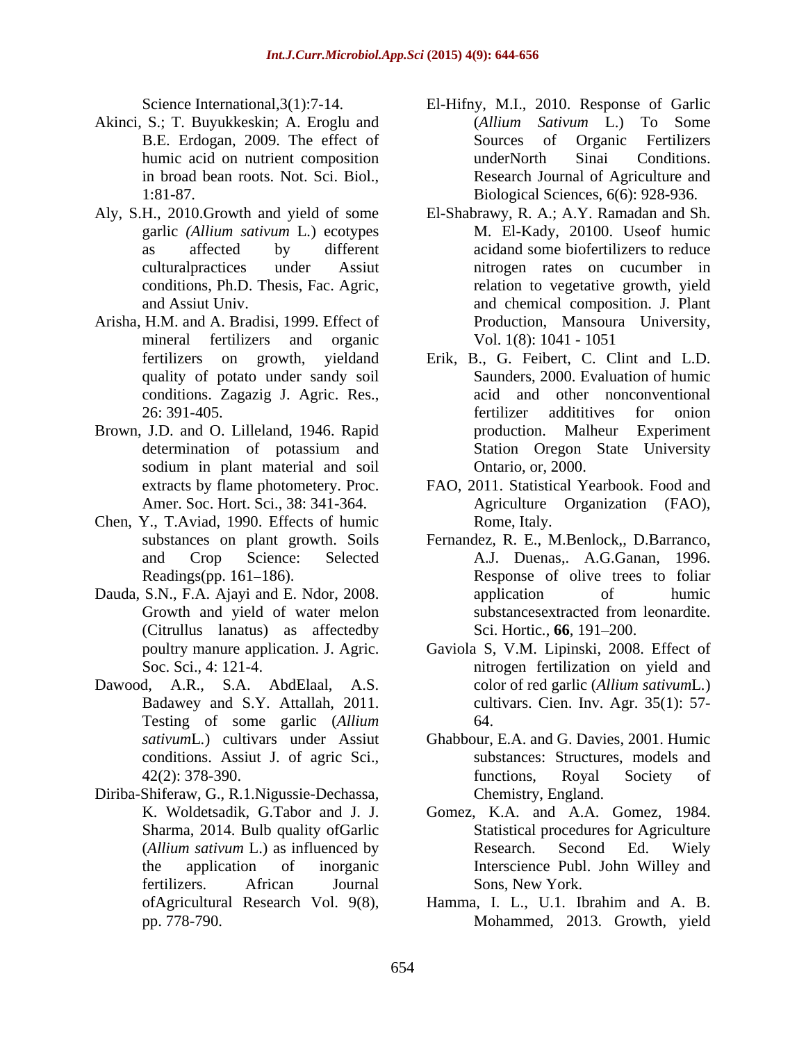Science International,3(1):7-14.

Akinci, S.; T. Buyukkeskin; A. Eroglu and B.E. Erdogan, 2009. The effect of humic acid on nutrient composition in broad bean roots. Not. Sci. Biol., 1:81-87.

Aly, S.H., 2010.Growth and yield of some garlic *(Allium sativum* L.) ecotypes as affected by different culturalpractices under Assiut conditions, Ph.D. Thesis, Fac. Agric, and Assiut Univ.

Arisha, H.M. and A. Bradisi, 1999. Effect of mineral fertilizers and organic fertilizers on growth, yieldand quality of potato under sandy soil conditions. Zagazig J. Agric. Res., 26: 391-405.

Brown, J.D. and O. Lilleland, 1946. Rapid determination of potassium and sodium in plant material and soil extracts by flame photometery. Proc. Amer. Soc. Hort. Sci., 38: 341-364.

Chen, Y., T.Aviad, 1990. Effects of humic substances on plant growth. Soils and Crop Science: Selected Readings(pp. 161–186).

Dauda, S.N., F.A. Ajayi and E. Ndor, 2008. Growth and yield of water melon (Citrullus lanatus) as affectedby poultry manure application. J. Agric. Soc. Sci., 4: 121-4.

Dawood, A.R., S.A. AbdElaal, A.S. Badawey and S.Y. Attallah, 2011. Testing of some garlic (*Allium sativum*L.) cultivars under Assiut conditions. Assiut J. of agric Sci., 42(2): 378-390.

Diriba-Shiferaw, G., R.1.Nigussie-Dechassa, K. Woldetsadik, G.Tabor and J. J. Sharma, 2014. Bulb quality ofGarlic (*Allium sativum* L.) as influenced by the application of inorganic fertilizers. African Journal ofAgricultural Research Vol. 9(8), pp. 778-790.

El-Hifny, M.I., 2010. Response of Garlic (*Allium Sativum* L.) To Some Sources of Organic Fertilizers underNorth Sinai Conditions. Research Journal of Agriculture and Biological Sciences, 6(6): 928-936.

El-Shabrawy, R. A.; A.Y. Ramadan and Sh. M. El-Kady, 20100. Useof humic acidand some biofertilizers to reduce nitrogen rates on cucumber in relation to vegetative growth, yield and chemical composition. J. Plant Production, Mansoura University, Vol. 1(8): 1041 - 1051

Erik, B., G. Feibert, C. Clint and L.D. Saunders, 2000. Evaluation of humic acid and other nonconventional fertilizer addititives for onion production. Malheur Experiment Station Oregon State University Ontario, or, 2000.

FAO, 2011. Statistical Yearbook. Food and Agriculture Organization (FAO), Rome, Italy.

Fernandez, R. E., M.Benlock,, D.Barranco, A.J. Duenas,. A.G.Ganan, 1996. Response of olive trees to foliar application of humic substancesextracted from leonardite. Sci. Hortic., **66**, 191–200.

Gaviola S, V.M. Lipinski, 2008. Effect of nitrogen fertilization on yield and color of red garlic (*Allium sativum*L.) cultivars. Cien. Inv. Agr. 35(1): 57-64.

Ghabbour, E.A. and G. Davies, 2001. Humic substances: Structures, models and functions, Royal Society of Chemistry, England.

Gomez, K.A. and A.A. Gomez, 1984. Statistical procedures for Agriculture Research. Second Ed. Wiely Interscience Publ. John Willey and Sons, New York.

Hamma, I. L., U.1. Ibrahim and A. B. Mohammed, 2013. Growth, yield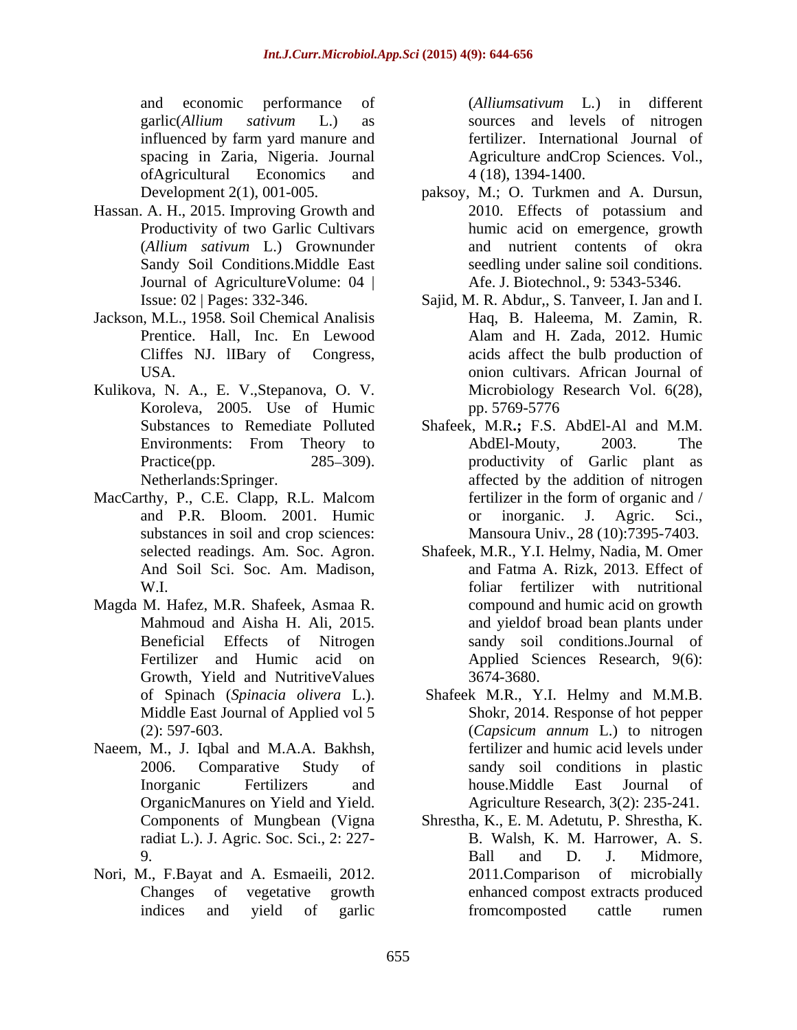and economic performance of garlic(*Allium sativum* L.) as influenced by farm yard manure and spacing in Zaria, Nigeria. Journal ofAgricultural Economics and Development 2(1), 001-005.

Hassan. A. H., 2015. Improving Growth and Productivity of two Garlic Cultivars (*Allium sativum* L.) Grownunder Sandy Soil Conditions.Middle East Journal of AgricultureVolume: 04 | Issue: 02 | Pages: 332-346.

Jackson, M.L., 1958. Soil Chemical Analisis Prentice. Hall, Inc. En Lewood Cliffes NJ. lIBary of Congress, USA.

Kulikova, N. A., E. V.,Stepanova, O. V. Koroleva, 2005. Use of Humic Substances to Remediate Polluted Environments: From Theory to Practice(pp. 285–309). Netherlands:Springer.

MacCarthy, P., C.E. Clapp, R.L. Malcom and P.R. Bloom. 2001. Humic substances in soil and crop sciences: selected readings. Am. Soc. Agron. And Soil Sci. Soc. Am. Madison, W.I.

Magda M. Hafez, M.R. Shafeek, Asmaa R. Mahmoud and Aisha H. Ali, 2015. Beneficial Effects of Nitrogen Fertilizer and Humic acid on Growth, Yield and NutritiveValues of Spinach (*Spinacia olivera* L.). Middle East Journal of Applied vol 5 (2): 597-603.

Naeem, M., J. Iqbal and M.A.A. Bakhsh, 2006. Comparative Study of Inorganic Fertilizers and OrganicManures on Yield and Yield. Components of Mungbean (Vigna radiat L.). J. Agric. Soc. Sci., 2: 227-9.

Nori, M., F.Bayat and A. Esmaeili, 2012. Changes of vegetative growth indices and yield of garlic (*Alliumsativum* L.) in different sources and levels of nitrogen fertilizer. International Journal of Agriculture andCrop Sciences. Vol., 4 (18), 1394-1400.

paksoy, M.; O. Turkmen and A. Dursun, 2010. Effects of potassium and humic acid on emergence, growth and nutrient contents of okra seedling under saline soil conditions. Afe. J. Biotechnol., 9: 5343-5346.

Sajid, M. R. Abdur,, S. Tanveer, I. Jan and I. Haq, B. Haleema, M. Zamin, R. Alam and H. Zada, 2012. Humic acids affect the bulb production of onion cultivars. African Journal of Microbiology Research Vol. 6(28), pp. 5769-5776

Shafeek, M.R.**;** F.S. AbdEl-Al and M.M. AbdEl-Mouty, 2003. The productivity of Garlic plant as affected by the addition of nitrogen fertilizer in the form of organic and / or inorganic. J. Agric. Sci., Mansoura Univ., 28 (10):7395-7403.

Shafeek, M.R., Y.I. Helmy, Nadia, M. Omer and Fatma A. Rizk, 2013. Effect of foliar fertilizer with nutritional compound and humic acid on growth and yieldof broad bean plants under sandy soil conditions.Journal of Applied Sciences Research, 9(6): 3674-3680.

Shafeek M.R., Y.I. Helmy and M.M.B. Shokr, 2014. Response of hot pepper (*Capsicum annum* L.) to nitrogen fertilizer and humic acid levels under sandy soil conditions in plastic house.Middle East Journal of Agriculture Research, 3(2): 235-241.

Shrestha, K., E. M. Adetutu, P. Shrestha, K. B. Walsh, K. M. Harrower, A. S. Ball and D. J. Midmore, 2011.Comparison of microbially enhanced compost extracts produced fromcomposted cattle rumen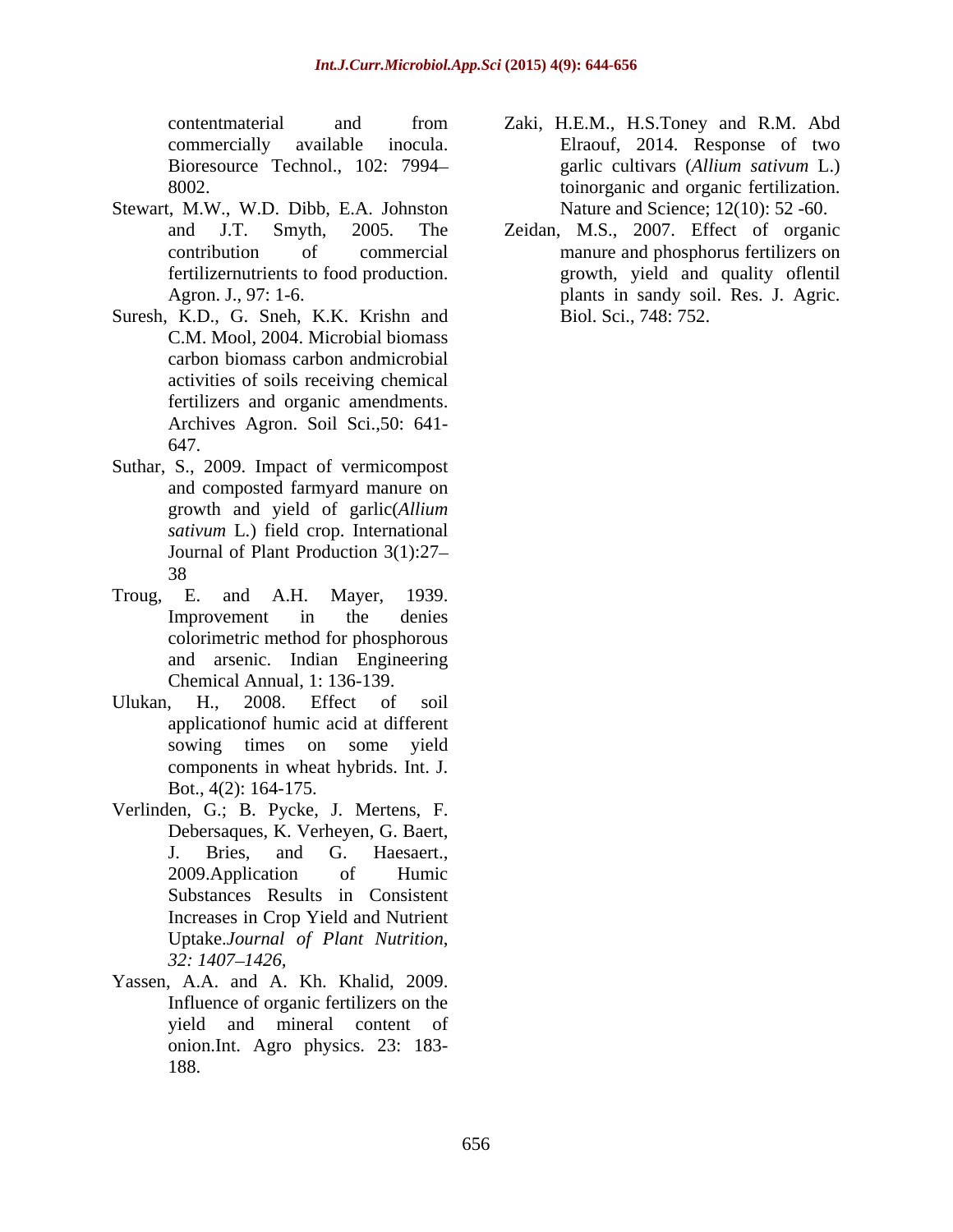contentmaterial and from commercially available inocula. Bioresource Technol., 102: 7994–8002.

Stewart, M.W., W.D. Dibb, E.A. Johnston and J.T. Smyth, 2005. The contribution of commercial fertilizernutrients to food production. Agron. J., 97: 1-6.

Suresh, K.D., G. Sneh, K.K. Krishn and C.M. Mool, 2004. Microbial biomass carbon biomass carbon andmicrobial activities of soils receiving chemical fertilizers and organic amendments. Archives Agron. Soil Sci.,50: 641-647.

Suthar, S., 2009. Impact of vermicompost and composted farmyard manure on growth and yield of garlic(*Allium sativum* L.) field crop. International Journal of Plant Production 3(1):27–38

Troug, E. and A.H. Mayer, 1939. Improvement in the denies colorimetric method for phosphorous and arsenic. Indian Engineering Chemical Annual, 1: 136-139.

Ulukan, H., 2008. Effect of soil applicationof humic acid at different sowing times on some yield components in wheat hybrids. Int. J. Bot., 4(2): 164-175.

Verlinden, G.; B. Pycke, J. Mertens, F. Debersaques, K. Verheyen, G. Baert, J. Bries, and G. Haesaert., 2009.Application of Humic Substances Results in Consistent Increases in Crop Yield and Nutrient Uptake.*Journal of Plant Nutrition*, *32: 1407–1426,*

Yassen, A.A. and A. Kh. Khalid, 2009. Influence of organic fertilizers on the yield and mineral content of onion.Int. Agro physics. 23: 183-188.

Zaki, H.E.M., H.S.Toney and R.M. Abd Elraouf, 2014. Response of two garlic cultivars (*Allium sativum* L.) toinorganic and organic fertilization. Nature and Science; 12(10): 52 -60.

Zeidan, M.S., 2007. Effect of organic manure and phosphorus fertilizers on growth, yield and quality oflentil plants in sandy soil. Res. J. Agric. Biol. Sci., 748: 752.